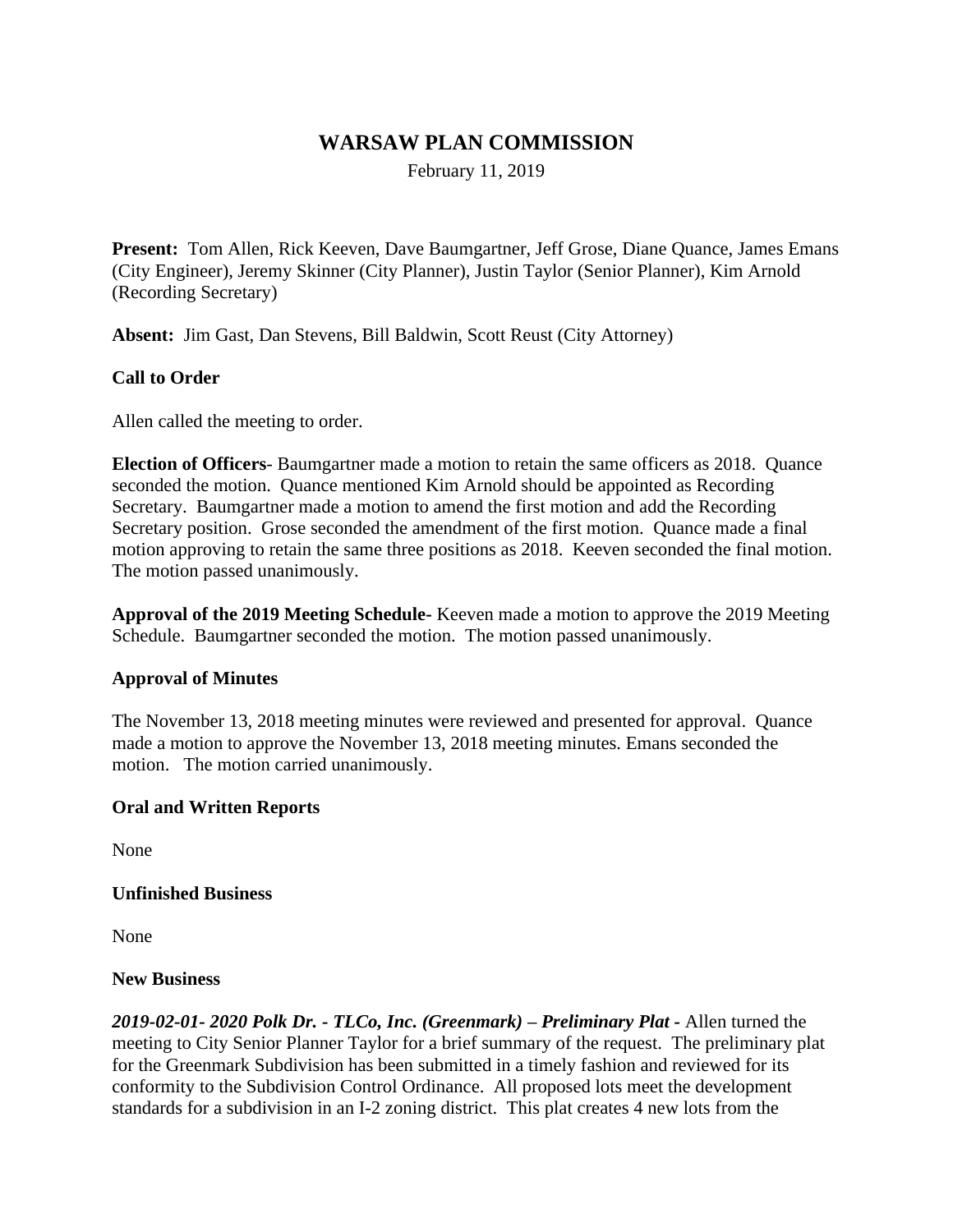# WARSAW PLAN COMMISSION

February 11, 2019

**Present:** Tom Allen, Rick Keeven, Dave Baumgartner, Jeff Grose, Diane Quance, James Emans (City Engineer), Jeremy Skinner (City Planner), Justin Taylor (Senior Planner), Kim Arnold (Recording Secretary)

**Absent:** Jim Gast, Dan Stevens, Bill Baldwin, Scott Reust (City Attorney)

**Call to Order**

Allen called the meeting to order.

**Election of Officers**- Baumgartner made a motion to retain the same officers as 2018. Quance seconded the motion. Quance mentioned Kim Arnold should be appointed as Recording Secretary. Baumgartner made a motion to amend the first motion and add the Recording Secretary position. Grose seconded the amendment of the first motion. Quance made a final motion approving to retain the same three positions as 2018. Keeven seconded the final motion. The motion passed unanimously.

**Approval of the 2019 Meeting Schedule-** Keeven made a motion to approve the 2019 Meeting Schedule. Baumgartner seconded the motion. The motion passed unanimously.

**Approval of Minutes**

The November 13, 2018 meeting minutes were reviewed and presented for approval. Quance made a motion to approve the November 13, 2018 meeting minutes. Emans seconded the motion. The motion carried unanimously.

**Oral and Written Reports**

None

**Unfinished Business**

None

**New Business**

***2019-02-01- 2020 Polk Dr. - TLCo, Inc. (Greenmark) – Preliminary Plat -*** Allen turned the meeting to City Senior Planner Taylor for a brief summary of the request. The preliminary plat for the Greenmark Subdivision has been submitted in a timely fashion and reviewed for its conformity to the Subdivision Control Ordinance. All proposed lots meet the development standards for a subdivision in an I-2 zoning district. This plat creates 4 new lots from the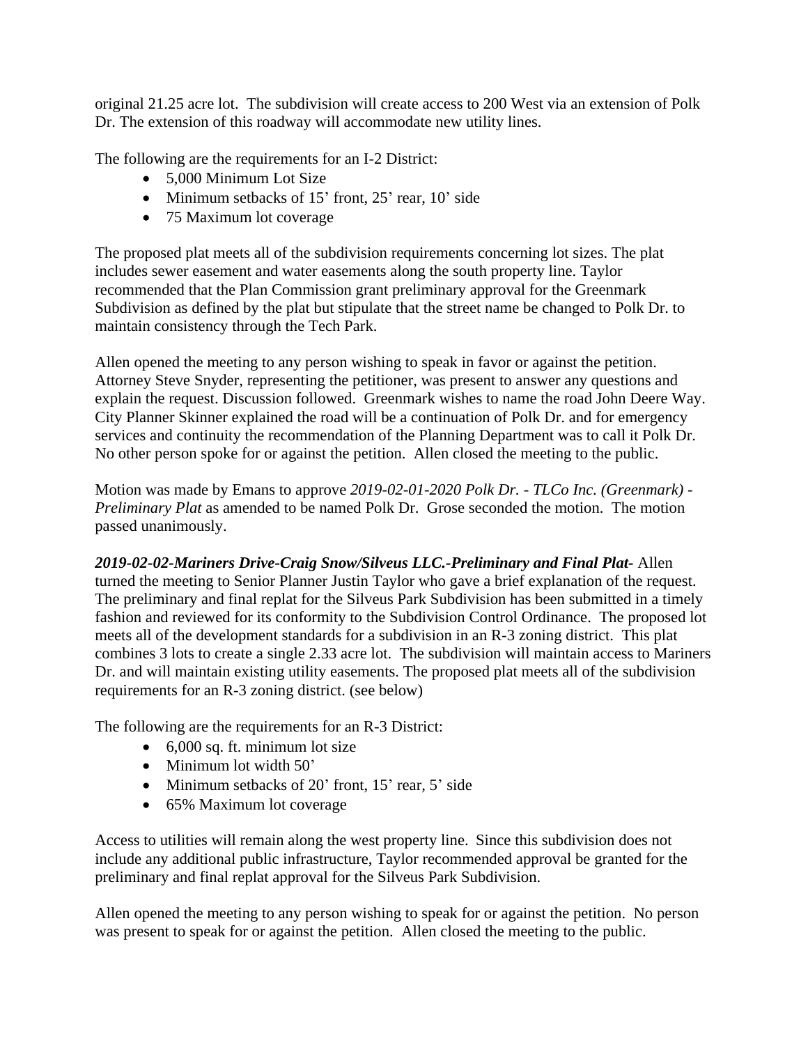original 21.25 acre lot. The subdivision will create access to 200 West via an extension of Polk Dr. The extension of this roadway will accommodate new utility lines.

The following are the requirements for an I-2 District:

- 5,000 Minimum Lot Size
- Minimum setbacks of 15' front, 25' rear, 10' side
- 75 Maximum lot coverage

The proposed plat meets all of the subdivision requirements concerning lot sizes. The plat includes sewer easement and water easements along the south property line. Taylor recommended that the Plan Commission grant preliminary approval for the Greenmark Subdivision as defined by the plat but stipulate that the street name be changed to Polk Dr. to maintain consistency through the Tech Park.

Allen opened the meeting to any person wishing to speak in favor or against the petition. Attorney Steve Snyder, representing the petitioner, was present to answer any questions and explain the request. Discussion followed. Greenmark wishes to name the road John Deere Way. City Planner Skinner explained the road will be a continuation of Polk Dr. and for emergency services and continuity the recommendation of the Planning Department was to call it Polk Dr. No other person spoke for or against the petition. Allen closed the meeting to the public.

Motion was made by Emans to approve *2019-02-01-2020 Polk Dr. - TLCo Inc. (Greenmark) - Preliminary Plat* as amended to be named Polk Dr. Grose seconded the motion. The motion passed unanimously.

***2019-02-02-Mariners Drive-Craig Snow/Silveus LLC.-Preliminary and Final Plat-*** Allen turned the meeting to Senior Planner Justin Taylor who gave a brief explanation of the request. The preliminary and final replat for the Silveus Park Subdivision has been submitted in a timely fashion and reviewed for its conformity to the Subdivision Control Ordinance. The proposed lot meets all of the development standards for a subdivision in an R-3 zoning district. This plat combines 3 lots to create a single 2.33 acre lot. The subdivision will maintain access to Mariners Dr. and will maintain existing utility easements. The proposed plat meets all of the subdivision requirements for an R-3 zoning district. (see below)

The following are the requirements for an R-3 District:

- 6,000 sq. ft. minimum lot size
- Minimum lot width 50'
- Minimum setbacks of 20' front, 15' rear, 5' side
- 65% Maximum lot coverage

Access to utilities will remain along the west property line. Since this subdivision does not include any additional public infrastructure, Taylor recommended approval be granted for the preliminary and final replat approval for the Silveus Park Subdivision.

Allen opened the meeting to any person wishing to speak for or against the petition. No person was present to speak for or against the petition. Allen closed the meeting to the public.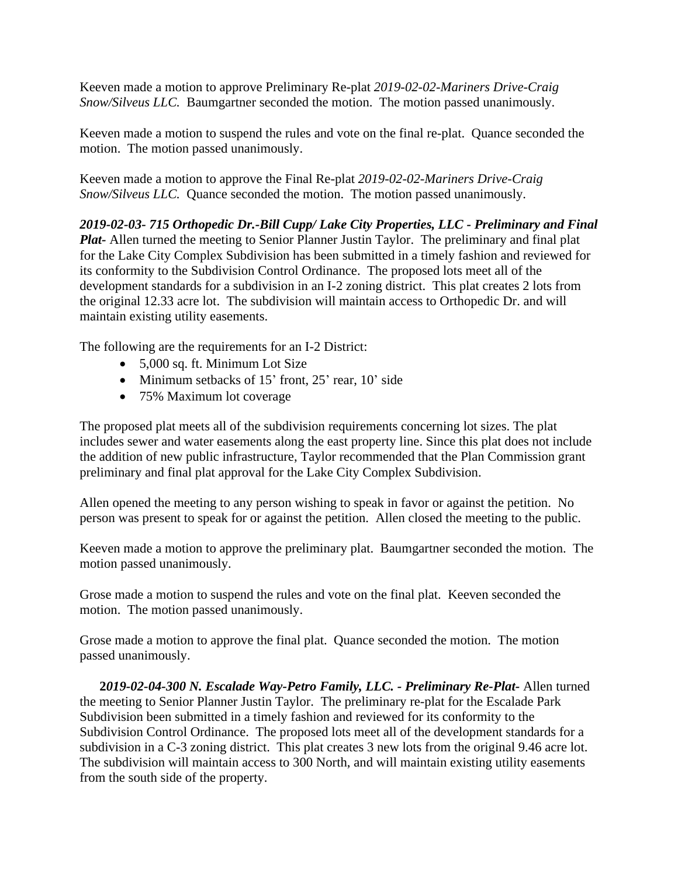Keeven made a motion to approve Preliminary Re-plat *2019-02-02-Mariners Drive-Craig Snow/Silveus LLC.* Baumgartner seconded the motion. The motion passed unanimously.

Keeven made a motion to suspend the rules and vote on the final re-plat. Quance seconded the motion. The motion passed unanimously.

Keeven made a motion to approve the Final Re-plat *2019-02-02-Mariners Drive-Craig Snow/Silveus LLC.* Quance seconded the motion. The motion passed unanimously.

***2019-02-03- 715 Orthopedic Dr.-Bill Cupp/ Lake City Properties, LLC - Preliminary and Final Plat-*** Allen turned the meeting to Senior Planner Justin Taylor. The preliminary and final plat for the Lake City Complex Subdivision has been submitted in a timely fashion and reviewed for its conformity to the Subdivision Control Ordinance. The proposed lots meet all of the development standards for a subdivision in an I-2 zoning district. This plat creates 2 lots from the original 12.33 acre lot. The subdivision will maintain access to Orthopedic Dr. and will maintain existing utility easements.

The following are the requirements for an I-2 District:

- 5,000 sq. ft. Minimum Lot Size
- Minimum setbacks of 15' front, 25' rear, 10' side
- 75% Maximum lot coverage

The proposed plat meets all of the subdivision requirements concerning lot sizes. The plat includes sewer and water easements along the east property line. Since this plat does not include the addition of new public infrastructure, Taylor recommended that the Plan Commission grant preliminary and final plat approval for the Lake City Complex Subdivision.

Allen opened the meeting to any person wishing to speak in favor or against the petition. No person was present to speak for or against the petition. Allen closed the meeting to the public.

Keeven made a motion to approve the preliminary plat. Baumgartner seconded the motion. The motion passed unanimously.

Grose made a motion to suspend the rules and vote on the final plat. Keeven seconded the motion. The motion passed unanimously.

Grose made a motion to approve the final plat. Quance seconded the motion. The motion passed unanimously.

***2019-02-04-300 N. Escalade Way-Petro Family, LLC. - Preliminary Re-Plat-*** Allen turned the meeting to Senior Planner Justin Taylor. The preliminary re-plat for the Escalade Park Subdivision been submitted in a timely fashion and reviewed for its conformity to the Subdivision Control Ordinance. The proposed lots meet all of the development standards for a subdivision in a C-3 zoning district. This plat creates 3 new lots from the original 9.46 acre lot. The subdivision will maintain access to 300 North, and will maintain existing utility easements from the south side of the property.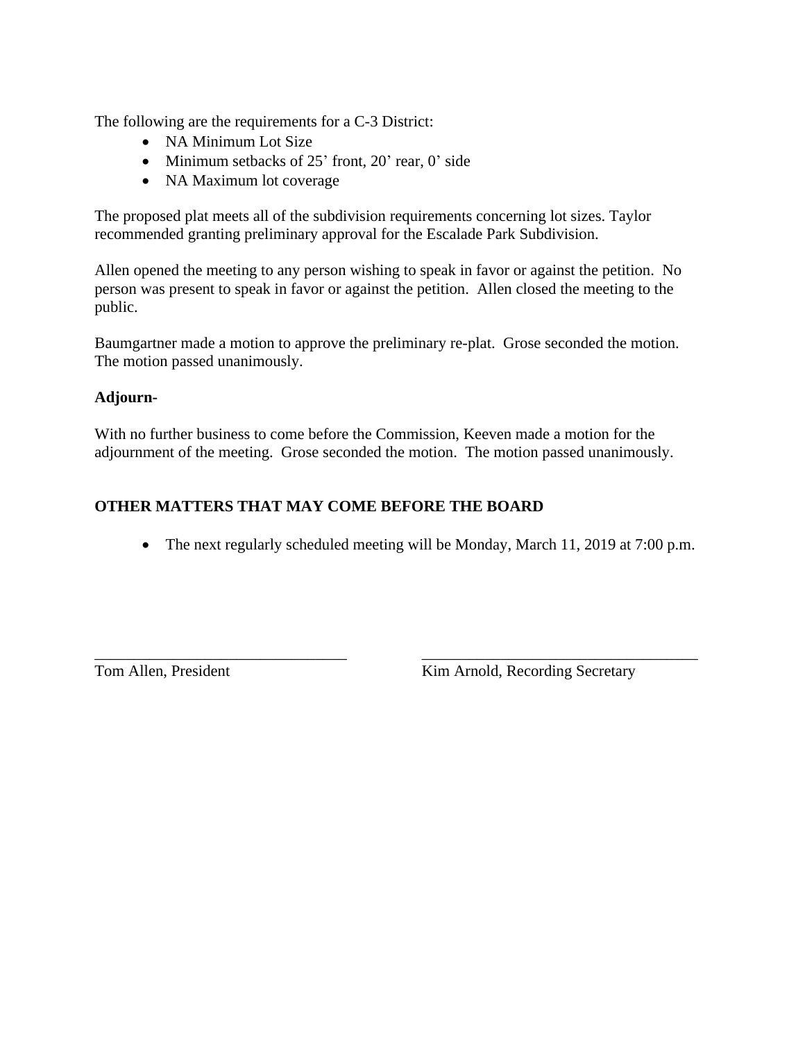The following are the requirements for a C-3 District:

- NA Minimum Lot Size
- Minimum setbacks of 25' front, 20' rear, 0' side
- NA Maximum lot coverage

The proposed plat meets all of the subdivision requirements concerning lot sizes. Taylor recommended granting preliminary approval for the Escalade Park Subdivision.

Allen opened the meeting to any person wishing to speak in favor or against the petition. No person was present to speak in favor or against the petition. Allen closed the meeting to the public.

Baumgartner made a motion to approve the preliminary re-plat. Grose seconded the motion. The motion passed unanimously.

**Adjourn-**

With no further business to come before the Commission, Keeven made a motion for the adjournment of the meeting. Grose seconded the motion. The motion passed unanimously.

**OTHER MATTERS THAT MAY COME BEFORE THE BOARD**

- The next regularly scheduled meeting will be Monday, March 11, 2019 at 7:00 p.m.

| | |
|---|---|
| ______________________________ | ______________________________ |
| Tom Allen, President | Kim Arnold, Recording Secretary |